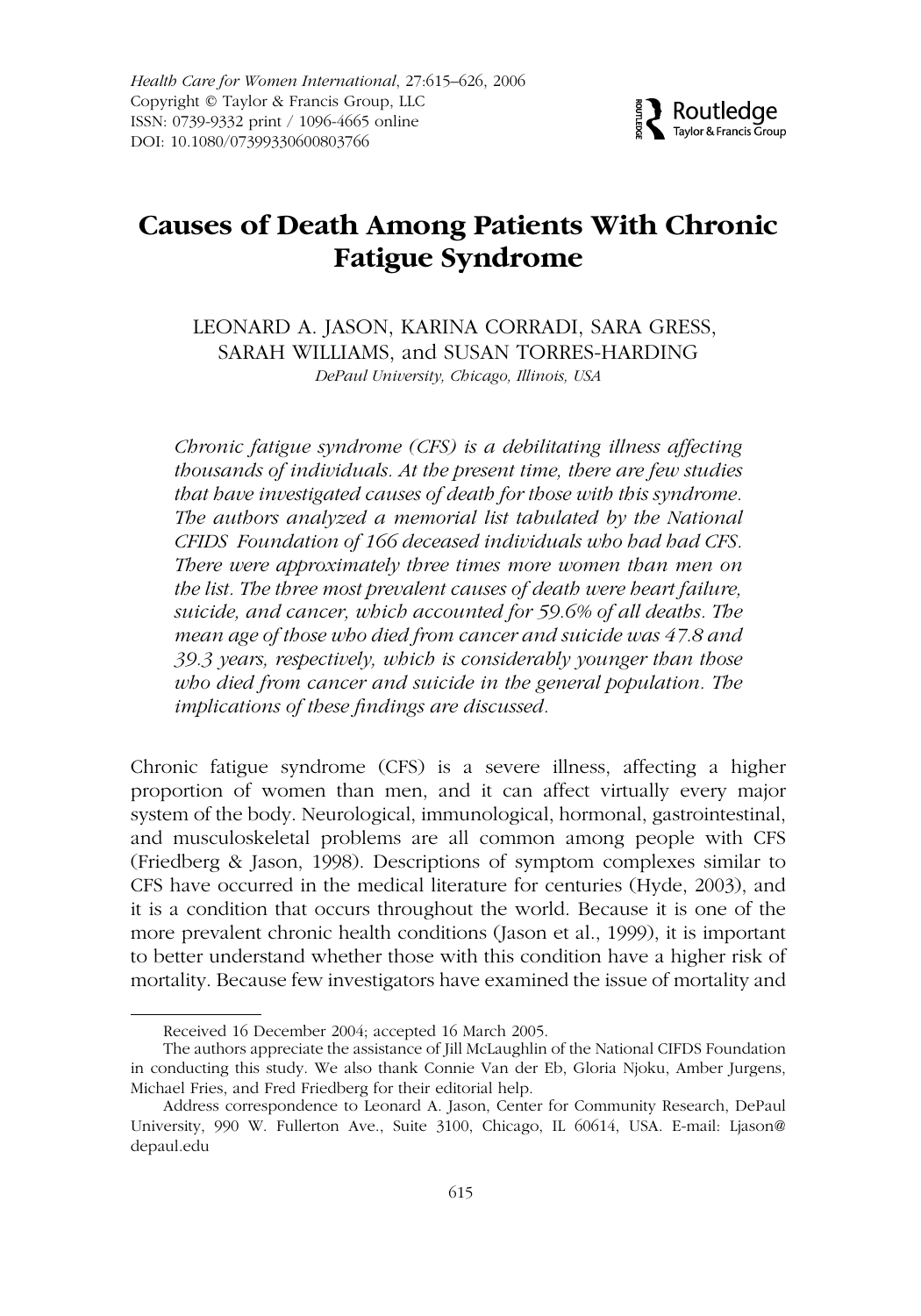# Causes of Death Among Patients With Chronic Fatigue Syndrome

LEONARD A. JASON, KARINA CORRADI, SARA GRESS, SARAH WILLIAMS, and SUSAN TORRES-HARDING

*DePaul University, Chicago, Illinois, USA*

*Chronic fatigue syndrome (CFS) is a debilitating illness affecting thousands of individuals. At the present time, there are few studies that have investigated causes of death for those with this syndrome. The authors analyzed a memorial list tabulated by the National CFIDS Foundation of 166 deceased individuals who had had CFS. There were approximately three times more women than men on the list. The three most prevalent causes of death were heart failure, suicide, and cancer, which accounted for 59.6% of all deaths. The mean age of those who died from cancer and suicide was 47.8 and 39.3 years, respectively, which is considerably younger than those who died from cancer and suicide in the general population. The implications of these findings are discussed.*

Chronic fatigue syndrome (CFS) is a severe illness, affecting a higher proportion of women than men, and it can affect virtually every major system of the body. Neurological, immunological, hormonal, gastrointestinal, and musculoskeletal problems are all common among people with CFS (Friedberg & Jason, 1998). Descriptions of symptom complexes similar to CFS have occurred in the medical literature for centuries (Hyde, 2003), and it is a condition that occurs throughout the world. Because it is one of the more prevalent chronic health conditions (Jason et al., 1999), it is important to better understand whether those with this condition have a higher risk of mortality. Because few investigators have examined the issue of mortality and

Received 16 December 2004; accepted 16 March 2005.

The authors appreciate the assistance of Jill McLaughlin of the National CIFDS Foundation in conducting this study. We also thank Connie Van der Eb, Gloria Njoku, Amber Jurgens, Michael Fries, and Fred Friedberg for their editorial help.

Address correspondence to Leonard A. Jason, Center for Community Research, DePaul University, 990 W. Fullerton Ave., Suite 3100, Chicago, IL 60614, USA. E-mail: Ljason@depaul.edu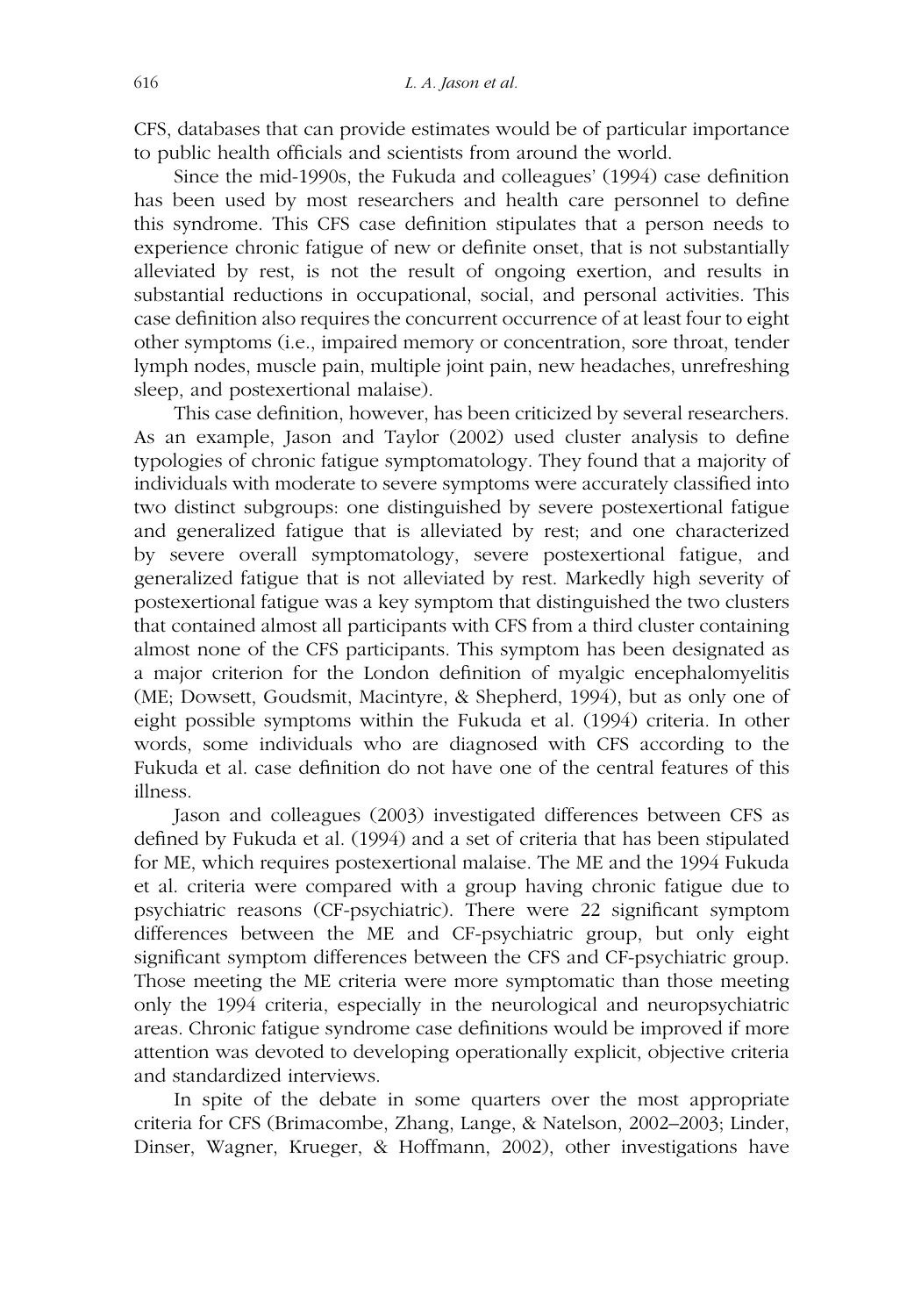CFS, databases that can provide estimates would be of particular importance to public health officials and scientists from around the world.

Since the mid-1990s, the Fukuda and colleagues' (1994) case definition has been used by most researchers and health care personnel to define this syndrome. This CFS case definition stipulates that a person needs to experience chronic fatigue of new or definite onset, that is not substantially alleviated by rest, is not the result of ongoing exertion, and results in substantial reductions in occupational, social, and personal activities. This case definition also requires the concurrent occurrence of at least four to eight other symptoms (i.e., impaired memory or concentration, sore throat, tender lymph nodes, muscle pain, multiple joint pain, new headaches, unrefreshing sleep, and postexertional malaise).

This case definition, however, has been criticized by several researchers. As an example, Jason and Taylor (2002) used cluster analysis to define typologies of chronic fatigue symptomatology. They found that a majority of individuals with moderate to severe symptoms were accurately classified into two distinct subgroups: one distinguished by severe postexertional fatigue and generalized fatigue that is alleviated by rest; and one characterized by severe overall symptomatology, severe postexertional fatigue, and generalized fatigue that is not alleviated by rest. Markedly high severity of postexertional fatigue was a key symptom that distinguished the two clusters that contained almost all participants with CFS from a third cluster containing almost none of the CFS participants. This symptom has been designated as a major criterion for the London definition of myalgic encephalomyelitis (ME; Dowsett, Goudsmit, Macintyre, & Shepherd, 1994), but as only one of eight possible symptoms within the Fukuda et al. (1994) criteria. In other words, some individuals who are diagnosed with CFS according to the Fukuda et al. case definition do not have one of the central features of this illness.

Jason and colleagues (2003) investigated differences between CFS as defined by Fukuda et al. (1994) and a set of criteria that has been stipulated for ME, which requires postexertional malaise. The ME and the 1994 Fukuda et al. criteria were compared with a group having chronic fatigue due to psychiatric reasons (CF-psychiatric). There were 22 significant symptom differences between the ME and CF-psychiatric group, but only eight significant symptom differences between the CFS and CF-psychiatric group. Those meeting the ME criteria were more symptomatic than those meeting only the 1994 criteria, especially in the neurological and neuropsychiatric areas. Chronic fatigue syndrome case definitions would be improved if more attention was devoted to developing operationally explicit, objective criteria and standardized interviews.

In spite of the debate in some quarters over the most appropriate criteria for CFS (Brimacombe, Zhang, Lange, & Natelson, 2002–2003; Linder, Dinser, Wagner, Krueger, & Hoffmann, 2002), other investigations have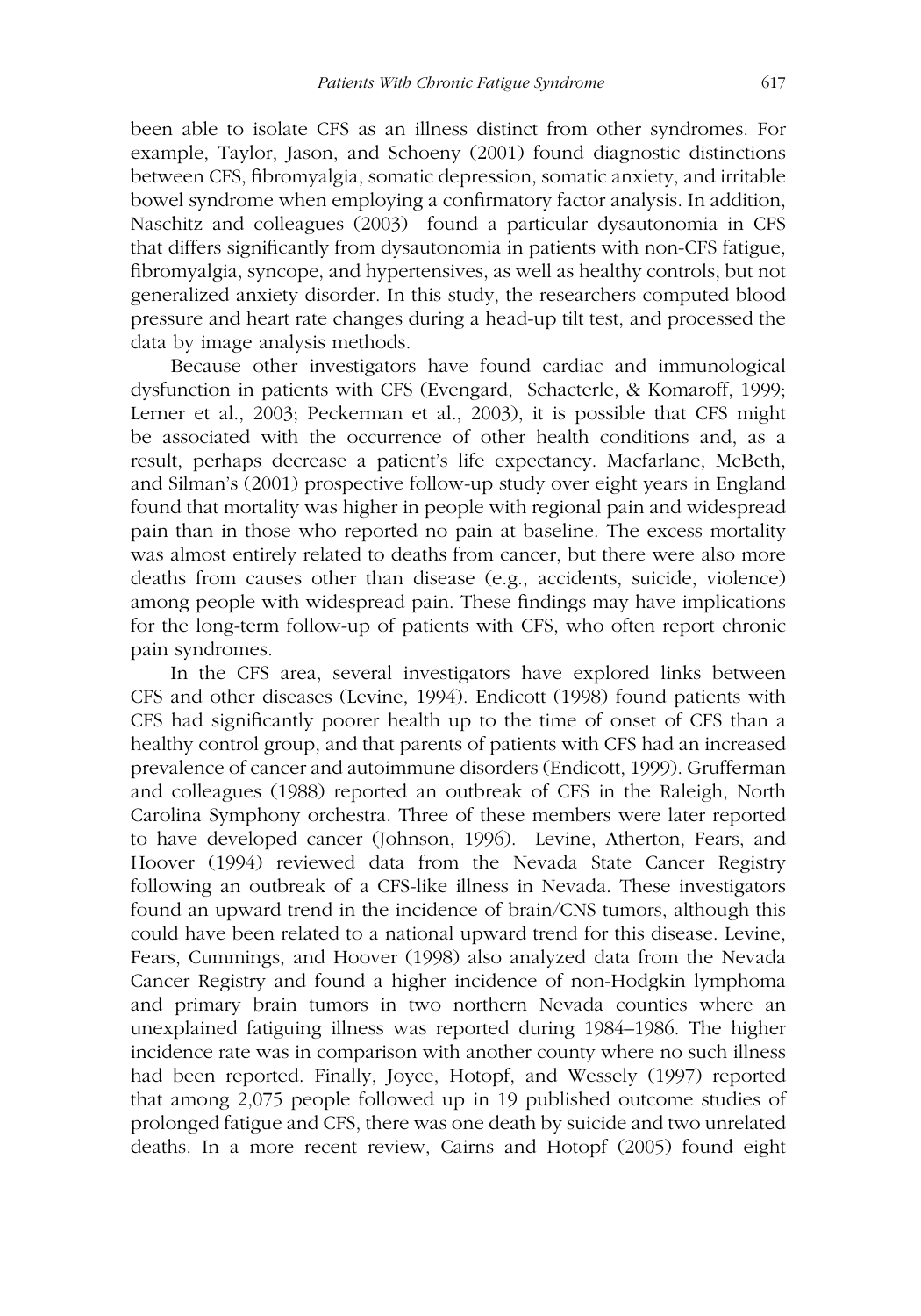been able to isolate CFS as an illness distinct from other syndromes. For example, Taylor, Jason, and Schoeny (2001) found diagnostic distinctions between CFS, fibromyalgia, somatic depression, somatic anxiety, and irritable bowel syndrome when employing a confirmatory factor analysis. In addition, Naschitz and colleagues (2003) found a particular dysautonomia in CFS that differs significantly from dysautonomia in patients with non-CFS fatigue, fibromyalgia, syncope, and hypertensives, as well as healthy controls, but not generalized anxiety disorder. In this study, the researchers computed blood pressure and heart rate changes during a head-up tilt test, and processed the data by image analysis methods.

Because other investigators have found cardiac and immunological dysfunction in patients with CFS (Evengard, Schacterle, & Komaroff, 1999; Lerner et al., 2003; Peckerman et al., 2003), it is possible that CFS might be associated with the occurrence of other health conditions and, as a result, perhaps decrease a patient's life expectancy. Macfarlane, McBeth, and Silman's (2001) prospective follow-up study over eight years in England found that mortality was higher in people with regional pain and widespread pain than in those who reported no pain at baseline. The excess mortality was almost entirely related to deaths from cancer, but there were also more deaths from causes other than disease (e.g., accidents, suicide, violence) among people with widespread pain. These findings may have implications for the long-term follow-up of patients with CFS, who often report chronic pain syndromes.

In the CFS area, several investigators have explored links between CFS and other diseases (Levine, 1994). Endicott (1998) found patients with CFS had significantly poorer health up to the time of onset of CFS than a healthy control group, and that parents of patients with CFS had an increased prevalence of cancer and autoimmune disorders (Endicott, 1999). Grufferman and colleagues (1988) reported an outbreak of CFS in the Raleigh, North Carolina Symphony orchestra. Three of these members were later reported to have developed cancer (Johnson, 1996). Levine, Atherton, Fears, and Hoover (1994) reviewed data from the Nevada State Cancer Registry following an outbreak of a CFS-like illness in Nevada. These investigators found an upward trend in the incidence of brain/CNS tumors, although this could have been related to a national upward trend for this disease. Levine, Fears, Cummings, and Hoover (1998) also analyzed data from the Nevada Cancer Registry and found a higher incidence of non-Hodgkin lymphoma and primary brain tumors in two northern Nevada counties where an unexplained fatiguing illness was reported during 1984–1986. The higher incidence rate was in comparison with another county where no such illness had been reported. Finally, Joyce, Hotopf, and Wessely (1997) reported that among 2,075 people followed up in 19 published outcome studies of prolonged fatigue and CFS, there was one death by suicide and two unrelated deaths. In a more recent review, Cairns and Hotopf (2005) found eight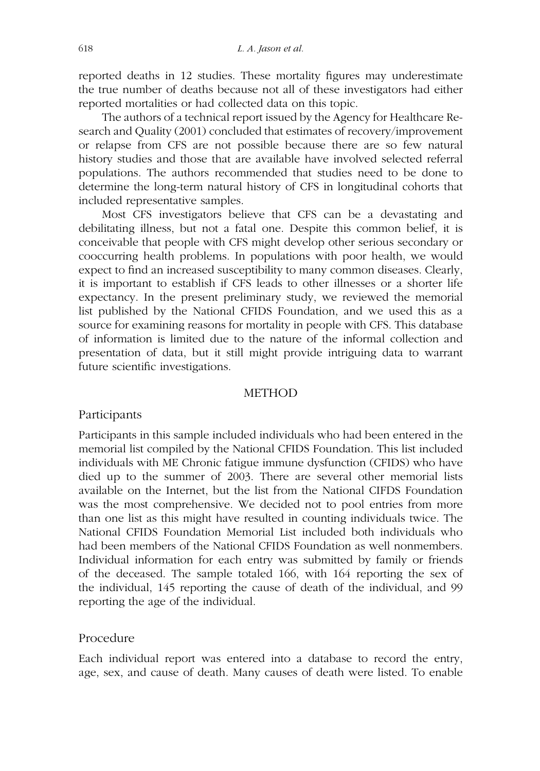reported deaths in 12 studies. These mortality figures may underestimate the true number of deaths because not all of these investigators had either reported mortalities or had collected data on this topic.

The authors of a technical report issued by the Agency for Healthcare Research and Quality (2001) concluded that estimates of recovery/improvement or relapse from CFS are not possible because there are so few natural history studies and those that are available have involved selected referral populations. The authors recommended that studies need to be done to determine the long-term natural history of CFS in longitudinal cohorts that included representative samples.

Most CFS investigators believe that CFS can be a devastating and debilitating illness, but not a fatal one. Despite this common belief, it is conceivable that people with CFS might develop other serious secondary or cooccurring health problems. In populations with poor health, we would expect to find an increased susceptibility to many common diseases. Clearly, it is important to establish if CFS leads to other illnesses or a shorter life expectancy. In the present preliminary study, we reviewed the memorial list published by the National CFIDS Foundation, and we used this as a source for examining reasons for mortality in people with CFS. This database of information is limited due to the nature of the informal collection and presentation of data, but it still might provide intriguing data to warrant future scientific investigations.

## METHOD

### Participants

Participants in this sample included individuals who had been entered in the memorial list compiled by the National CFIDS Foundation. This list included individuals with ME Chronic fatigue immune dysfunction (CFIDS) who have died up to the summer of 2003. There are several other memorial lists available on the Internet, but the list from the National CIFDS Foundation was the most comprehensive. We decided not to pool entries from more than one list as this might have resulted in counting individuals twice. The National CFIDS Foundation Memorial List included both individuals who had been members of the National CFIDS Foundation as well nonmembers. Individual information for each entry was submitted by family or friends of the deceased. The sample totaled 166, with 164 reporting the sex of the individual, 145 reporting the cause of death of the individual, and 99 reporting the age of the individual.

### Procedure

Each individual report was entered into a database to record the entry, age, sex, and cause of death. Many causes of death were listed. To enable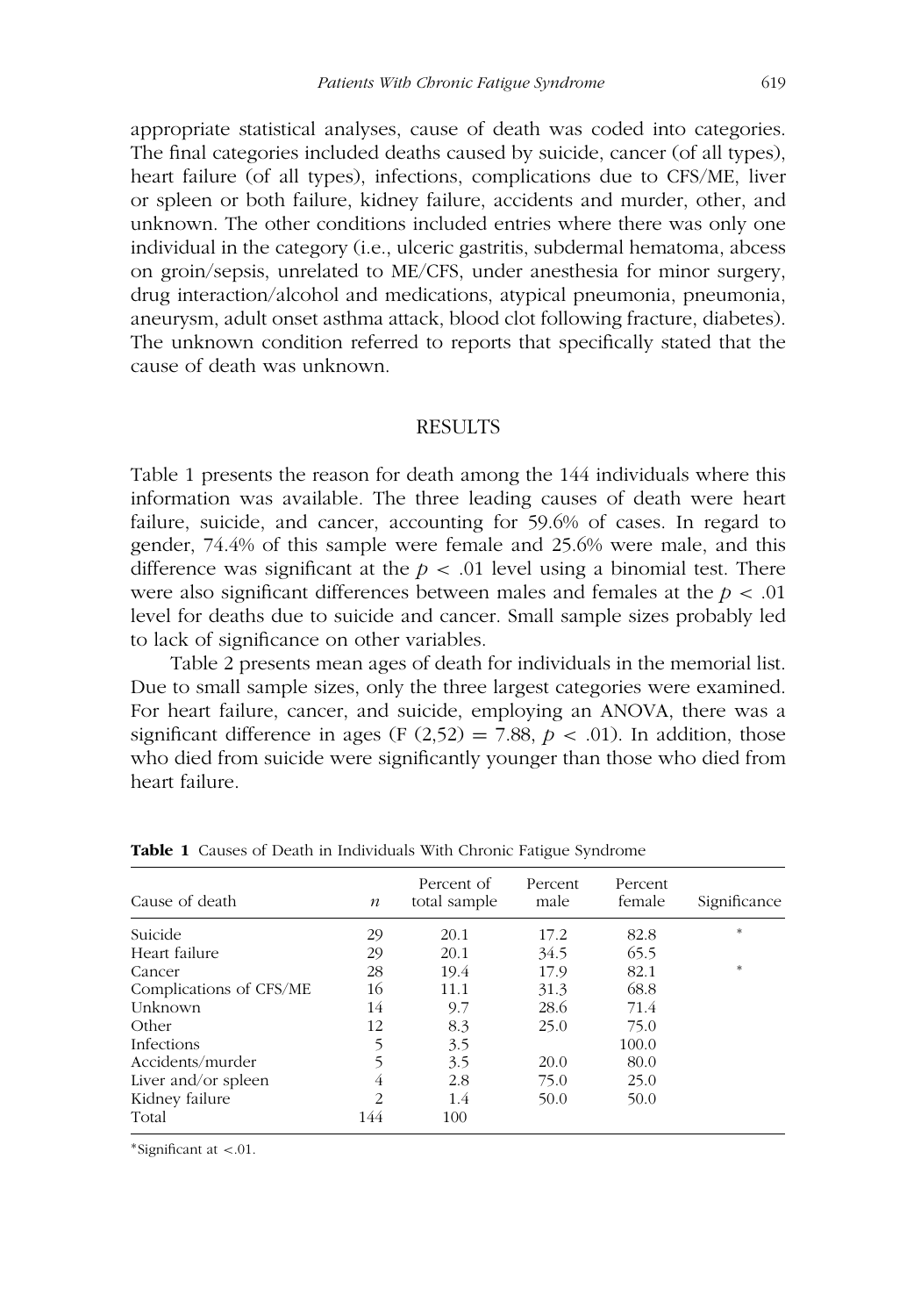appropriate statistical analyses, cause of death was coded into categories. The final categories included deaths caused by suicide, cancer (of all types), heart failure (of all types), infections, complications due to CFS/ME, liver or spleen or both failure, kidney failure, accidents and murder, other, and unknown. The other conditions included entries where there was only one individual in the category (i.e., ulceric gastritis, subdermal hematoma, abcess on groin/sepsis, unrelated to ME/CFS, under anesthesia for minor surgery, drug interaction/alcohol and medications, atypical pneumonia, pneumonia, aneurysm, adult onset asthma attack, blood clot following fracture, diabetes). The unknown condition referred to reports that specifically stated that the cause of death was unknown.

## RESULTS

Table 1 presents the reason for death among the 144 individuals where this information was available. The three leading causes of death were heart failure, suicide, and cancer, accounting for 59.6% of cases. In regard to gender, 74.4% of this sample were female and 25.6% were male, and this difference was significant at the $p < .01$ level using a binomial test. There were also significant differences between males and females at the $p < .01$ level for deaths due to suicide and cancer. Small sample sizes probably led to lack of significance on other variables.

Table 2 presents mean ages of death for individuals in the memorial list. Due to small sample sizes, only the three largest categories were examined. For heart failure, cancer, and suicide, employing an ANOVA, there was a significant difference in ages ($F\ (2,52) = 7.88$, $p < .01$). In addition, those who died from suicide were significantly younger than those who died from heart failure.

**Table 1** Causes of Death in Individuals With Chronic Fatigue Syndrome

| Cause of death | $n$ | Percent of total sample | Percent male | Percent female | Significance |
|---|---|---|---|---|---|
| Suicide | 29 | 20.1 | 17.2 | 82.8 | * |
| Heart failure | 29 | 20.1 | 34.5 | 65.5 | |
| Cancer | 28 | 19.4 | 17.9 | 82.1 | * |
| Complications of CFS/ME | 16 | 11.1 | 31.3 | 68.8 | |
| Unknown | 14 | 9.7 | 28.6 | 71.4 | |
| Other | 12 | 8.3 | 25.0 | 75.0 | |
| Infections | 5 | 3.5 | | 100.0 | |
| Accidents/murder | 5 | 3.5 | 20.0 | 80.0 | |
| Liver and/or spleen | 4 | 2.8 | 75.0 | 25.0 | |
| Kidney failure | 2 | 1.4 | 50.0 | 50.0 | |
| Total | 144 | 100 | | | |

*Significant at <.01.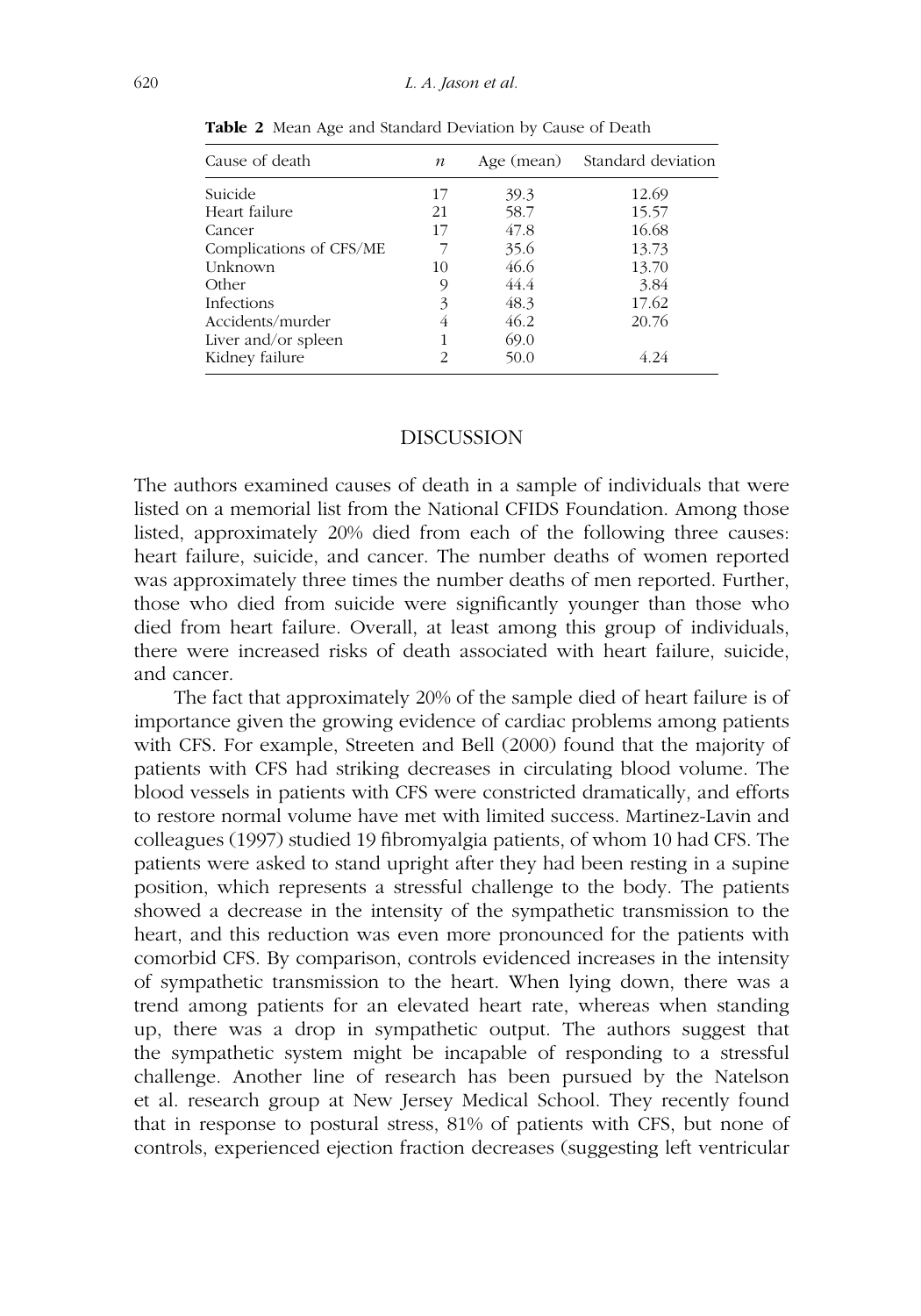**Table 2** Mean Age and Standard Deviation by Cause of Death

| Cause of death | $n$ | Age (mean) | Standard deviation |
|---|---|---|---|
| Suicide | 17 | 39.3 | 12.69 |
| Heart failure | 21 | 58.7 | 15.57 |
| Cancer | 17 | 47.8 | 16.68 |
| Complications of CFS/ME | 7 | 35.6 | 13.73 |
| Unknown | 10 | 46.6 | 13.70 |
| Other | 9 | 44.4 | 3.84 |
| Infections | 3 | 48.3 | 17.62 |
| Accidents/murder | 4 | 46.2 | 20.76 |
| Liver and/or spleen | 1 | 69.0 | |
| Kidney failure | 2 | 50.0 | 4.24 |

## DISCUSSION

The authors examined causes of death in a sample of individuals that were listed on a memorial list from the National CFIDS Foundation. Among those listed, approximately 20% died from each of the following three causes: heart failure, suicide, and cancer. The number deaths of women reported was approximately three times the number deaths of men reported. Further, those who died from suicide were significantly younger than those who died from heart failure. Overall, at least among this group of individuals, there were increased risks of death associated with heart failure, suicide, and cancer.

The fact that approximately 20% of the sample died of heart failure is of importance given the growing evidence of cardiac problems among patients with CFS. For example, Streeten and Bell (2000) found that the majority of patients with CFS had striking decreases in circulating blood volume. The blood vessels in patients with CFS were constricted dramatically, and efforts to restore normal volume have met with limited success. Martinez-Lavin and colleagues (1997) studied 19 fibromyalgia patients, of whom 10 had CFS. The patients were asked to stand upright after they had been resting in a supine position, which represents a stressful challenge to the body. The patients showed a decrease in the intensity of the sympathetic transmission to the heart, and this reduction was even more pronounced for the patients with comorbid CFS. By comparison, controls evidenced increases in the intensity of sympathetic transmission to the heart. When lying down, there was a trend among patients for an elevated heart rate, whereas when standing up, there was a drop in sympathetic output. The authors suggest that the sympathetic system might be incapable of responding to a stressful challenge. Another line of research has been pursued by the Natelson et al. research group at New Jersey Medical School. They recently found that in response to postural stress, 81% of patients with CFS, but none of controls, experienced ejection fraction decreases (suggesting left ventricular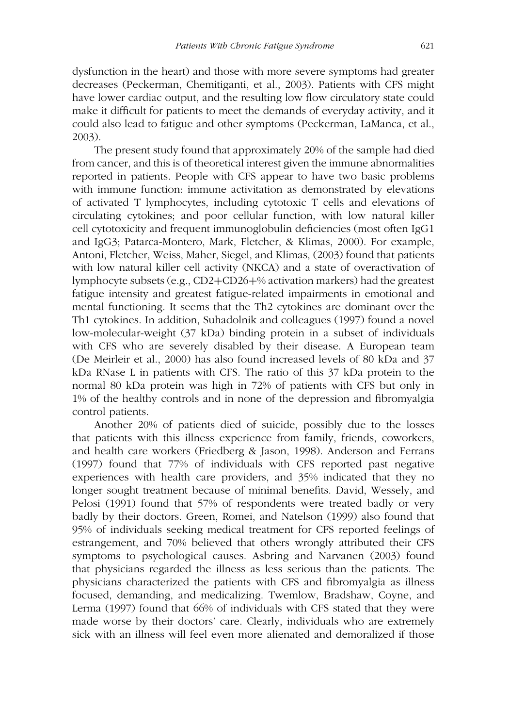dysfunction in the heart) and those with more severe symptoms had greater decreases (Peckerman, Chemitiganti, et al., 2003). Patients with CFS might have lower cardiac output, and the resulting low flow circulatory state could make it difficult for patients to meet the demands of everyday activity, and it could also lead to fatigue and other symptoms (Peckerman, LaManca, et al., 2003).

The present study found that approximately 20% of the sample had died from cancer, and this is of theoretical interest given the immune abnormalities reported in patients. People with CFS appear to have two basic problems with immune function: immune activitation as demonstrated by elevations of activated T lymphocytes, including cytotoxic T cells and elevations of circulating cytokines; and poor cellular function, with low natural killer cell cytotoxicity and frequent immunoglobulin deficiencies (most often IgG1 and IgG3; Patarca-Montero, Mark, Fletcher, & Klimas, 2000). For example, Antoni, Fletcher, Weiss, Maher, Siegel, and Klimas, (2003) found that patients with low natural killer cell activity (NKCA) and a state of overactivation of lymphocyte subsets (e.g., CD2+CD26+% activation markers) had the greatest fatigue intensity and greatest fatigue-related impairments in emotional and mental functioning. It seems that the Th2 cytokines are dominant over the Th1 cytokines. In addition, Suhadolnik and colleagues (1997) found a novel low-molecular-weight (37 kDa) binding protein in a subset of individuals with CFS who are severely disabled by their disease. A European team (De Meirleir et al., 2000) has also found increased levels of 80 kDa and 37 kDa RNase L in patients with CFS. The ratio of this 37 kDa protein to the normal 80 kDa protein was high in 72% of patients with CFS but only in 1% of the healthy controls and in none of the depression and fibromyalgia control patients.

Another 20% of patients died of suicide, possibly due to the losses that patients with this illness experience from family, friends, coworkers, and health care workers (Friedberg & Jason, 1998). Anderson and Ferrans (1997) found that 77% of individuals with CFS reported past negative experiences with health care providers, and 35% indicated that they no longer sought treatment because of minimal benefits. David, Wessely, and Pelosi (1991) found that 57% of respondents were treated badly or very badly by their doctors. Green, Romei, and Natelson (1999) also found that 95% of individuals seeking medical treatment for CFS reported feelings of estrangement, and 70% believed that others wrongly attributed their CFS symptoms to psychological causes. Asbring and Narvanen (2003) found that physicians regarded the illness as less serious than the patients. The physicians characterized the patients with CFS and fibromyalgia as illness focused, demanding, and medicalizing. Twemlow, Bradshaw, Coyne, and Lerma (1997) found that 66% of individuals with CFS stated that they were made worse by their doctors' care. Clearly, individuals who are extremely sick with an illness will feel even more alienated and demoralized if those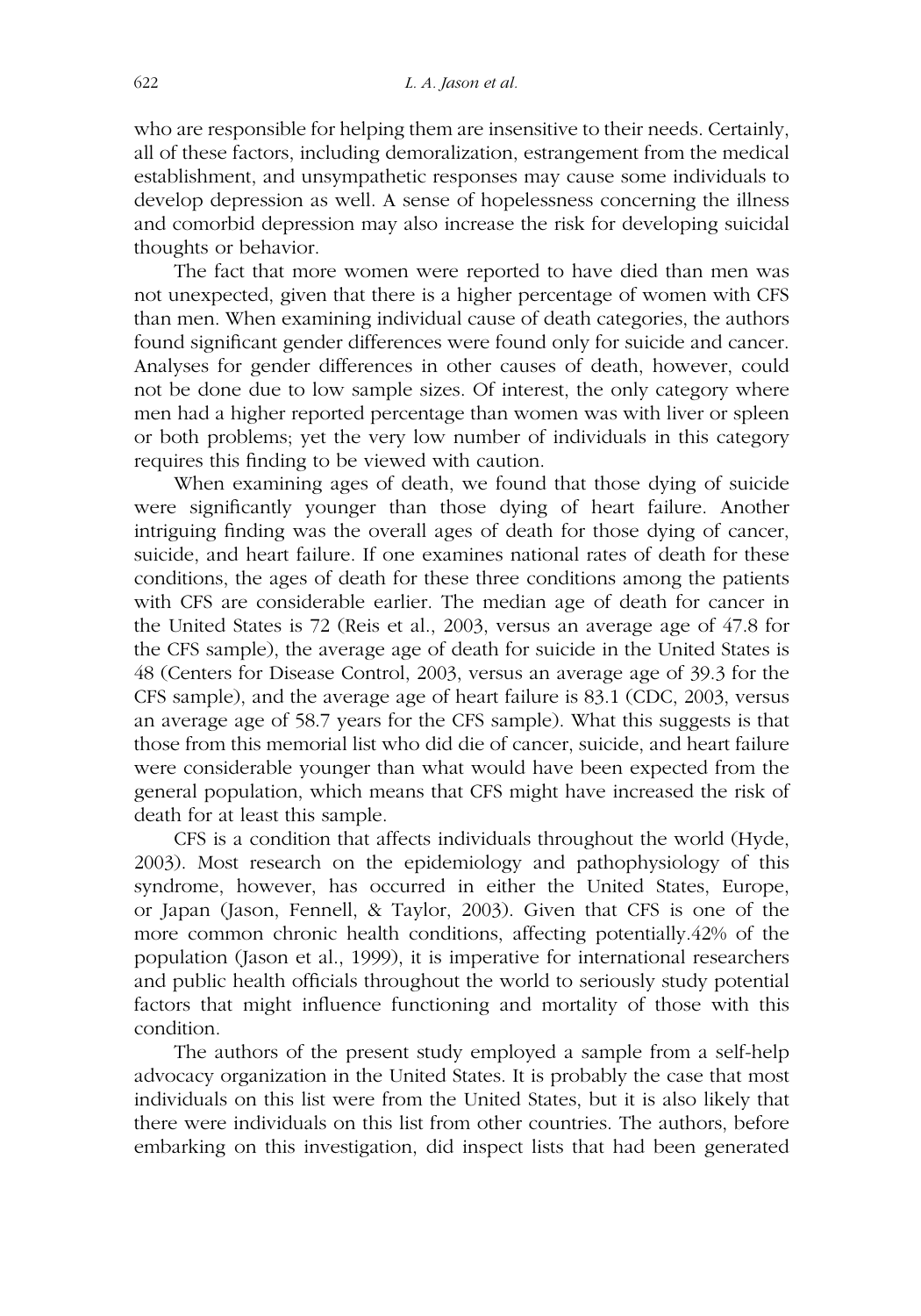who are responsible for helping them are insensitive to their needs. Certainly, all of these factors, including demoralization, estrangement from the medical establishment, and unsympathetic responses may cause some individuals to develop depression as well. A sense of hopelessness concerning the illness and comorbid depression may also increase the risk for developing suicidal thoughts or behavior.

The fact that more women were reported to have died than men was not unexpected, given that there is a higher percentage of women with CFS than men. When examining individual cause of death categories, the authors found significant gender differences were found only for suicide and cancer. Analyses for gender differences in other causes of death, however, could not be done due to low sample sizes. Of interest, the only category where men had a higher reported percentage than women was with liver or spleen or both problems; yet the very low number of individuals in this category requires this finding to be viewed with caution.

When examining ages of death, we found that those dying of suicide were significantly younger than those dying of heart failure. Another intriguing finding was the overall ages of death for those dying of cancer, suicide, and heart failure. If one examines national rates of death for these conditions, the ages of death for these three conditions among the patients with CFS are considerable earlier. The median age of death for cancer in the United States is 72 (Reis et al., 2003, versus an average age of 47.8 for the CFS sample), the average age of death for suicide in the United States is 48 (Centers for Disease Control, 2003, versus an average age of 39.3 for the CFS sample), and the average age of heart failure is 83.1 (CDC, 2003, versus an average age of 58.7 years for the CFS sample). What this suggests is that those from this memorial list who did die of cancer, suicide, and heart failure were considerable younger than what would have been expected from the general population, which means that CFS might have increased the risk of death for at least this sample.

CFS is a condition that affects individuals throughout the world (Hyde, 2003). Most research on the epidemiology and pathophysiology of this syndrome, however, has occurred in either the United States, Europe, or Japan (Jason, Fennell, & Taylor, 2003). Given that CFS is one of the more common chronic health conditions, affecting potentially.42% of the population (Jason et al., 1999), it is imperative for international researchers and public health officials throughout the world to seriously study potential factors that might influence functioning and mortality of those with this condition.

The authors of the present study employed a sample from a self-help advocacy organization in the United States. It is probably the case that most individuals on this list were from the United States, but it is also likely that there were individuals on this list from other countries. The authors, before embarking on this investigation, did inspect lists that had been generated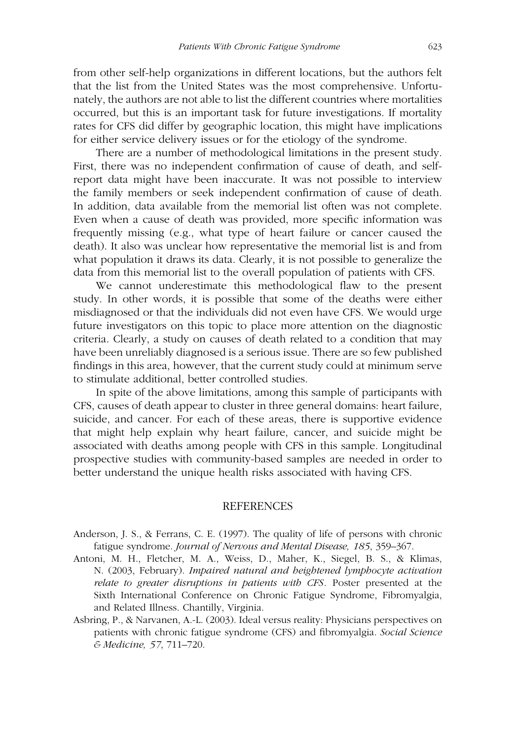from other self-help organizations in different locations, but the authors felt that the list from the United States was the most comprehensive. Unfortunately, the authors are not able to list the different countries where mortalities occurred, but this is an important task for future investigations. If mortality rates for CFS did differ by geographic location, this might have implications for either service delivery issues or for the etiology of the syndrome.

There are a number of methodological limitations in the present study. First, there was no independent confirmation of cause of death, and self-report data might have been inaccurate. It was not possible to interview the family members or seek independent confirmation of cause of death. In addition, data available from the memorial list often was not complete. Even when a cause of death was provided, more specific information was frequently missing (e.g., what type of heart failure or cancer caused the death). It also was unclear how representative the memorial list is and from what population it draws its data. Clearly, it is not possible to generalize the data from this memorial list to the overall population of patients with CFS.

We cannot underestimate this methodological flaw to the present study. In other words, it is possible that some of the deaths were either misdiagnosed or that the individuals did not even have CFS. We would urge future investigators on this topic to place more attention on the diagnostic criteria. Clearly, a study on causes of death related to a condition that may have been unreliably diagnosed is a serious issue. There are so few published findings in this area, however, that the current study could at minimum serve to stimulate additional, better controlled studies.

In spite of the above limitations, among this sample of participants with CFS, causes of death appear to cluster in three general domains: heart failure, suicide, and cancer. For each of these areas, there is supportive evidence that might help explain why heart failure, cancer, and suicide might be associated with deaths among people with CFS in this sample. Longitudinal prospective studies with community-based samples are needed in order to better understand the unique health risks associated with having CFS.

## REFERENCES

Anderson, J. S., & Ferrans, C. E. (1997). The quality of life of persons with chronic fatigue syndrome. *Journal of Nervous and Mental Disease, 185*, 359–367.

Antoni, M. H., Fletcher, M. A., Weiss, D., Maher, K., Siegel, B. S., & Klimas, N. (2003, February). *Impaired natural and heightened lymphocyte activation relate to greater disruptions in patients with CFS*. Poster presented at the Sixth International Conference on Chronic Fatigue Syndrome, Fibromyalgia, and Related Illness. Chantilly, Virginia.

Asbring, P., & Narvanen, A.-L. (2003). Ideal versus reality: Physicians perspectives on patients with chronic fatigue syndrome (CFS) and fibromyalgia. *Social Science & Medicine, 57*, 711–720.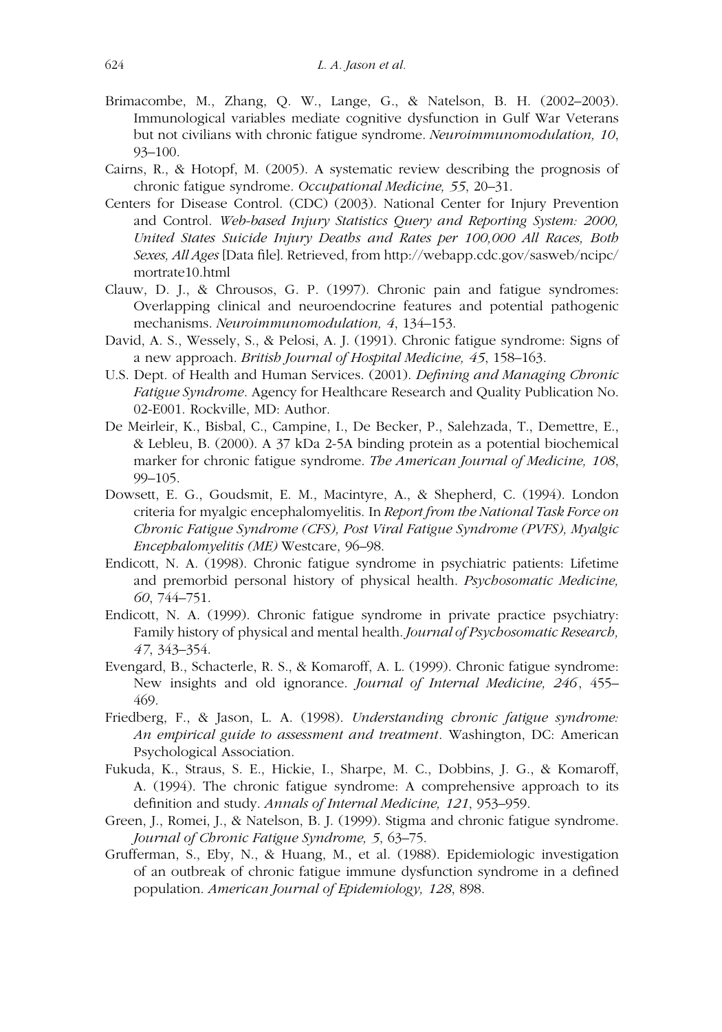Brimacombe, M., Zhang, Q. W., Lange, G., & Natelson, B. H. (2002–2003). Immunological variables mediate cognitive dysfunction in Gulf War Veterans but not civilians with chronic fatigue syndrome. *Neuroimmunomodulation, 10*, 93–100.

Cairns, R., & Hotopf, M. (2005). A systematic review describing the prognosis of chronic fatigue syndrome. *Occupational Medicine, 55*, 20–31.

Centers for Disease Control. (CDC) (2003). National Center for Injury Prevention and Control. *Web-based Injury Statistics Query and Reporting System: 2000, United States Suicide Injury Deaths and Rates per 100,000 All Races, Both Sexes, All Ages* [Data file]. Retrieved, from http://webapp.cdc.gov/sasweb/ncipc/mortrate10.html

Clauw, D. J., & Chrousos, G. P. (1997). Chronic pain and fatigue syndromes: Overlapping clinical and neuroendocrine features and potential pathogenic mechanisms. *Neuroimmunomodulation, 4*, 134–153.

David, A. S., Wessely, S., & Pelosi, A. J. (1991). Chronic fatigue syndrome: Signs of a new approach. *British Journal of Hospital Medicine, 45*, 158–163.

U.S. Dept. of Health and Human Services. (2001). *Defining and Managing Chronic Fatigue Syndrome*. Agency for Healthcare Research and Quality Publication No. 02-E001. Rockville, MD: Author.

De Meirleir, K., Bisbal, C., Campine, I., De Becker, P., Salehzada, T., Demettre, E., & Lebleu, B. (2000). A 37 kDa 2-5A binding protein as a potential biochemical marker for chronic fatigue syndrome. *The American Journal of Medicine, 108*, 99–105.

Dowsett, E. G., Goudsmit, E. M., Macintyre, A., & Shepherd, C. (1994). London criteria for myalgic encephalomyelitis. In *Report from the National Task Force on Chronic Fatigue Syndrome (CFS), Post Viral Fatigue Syndrome (PVFS), Myalgic Encephalomyelitis (ME)* Westcare, 96–98.

Endicott, N. A. (1998). Chronic fatigue syndrome in psychiatric patients: Lifetime and premorbid personal history of physical health. *Psychosomatic Medicine, 60*, 744–751.

Endicott, N. A. (1999). Chronic fatigue syndrome in private practice psychiatry: Family history of physical and mental health. *Journal of Psychosomatic Research, 47*, 343–354.

Evengard, B., Schacterle, R. S., & Komaroff, A. L. (1999). Chronic fatigue syndrome: New insights and old ignorance. *Journal of Internal Medicine, 246*, 455–469.

Friedberg, F., & Jason, L. A. (1998). *Understanding chronic fatigue syndrome: An empirical guide to assessment and treatment*. Washington, DC: American Psychological Association.

Fukuda, K., Straus, S. E., Hickie, I., Sharpe, M. C., Dobbins, J. G., & Komaroff, A. (1994). The chronic fatigue syndrome: A comprehensive approach to its definition and study. *Annals of Internal Medicine, 121*, 953–959.

Green, J., Romei, J., & Natelson, B. J. (1999). Stigma and chronic fatigue syndrome. *Journal of Chronic Fatigue Syndrome, 5*, 63–75.

Grufferman, S., Eby, N., & Huang, M., et al. (1988). Epidemiologic investigation of an outbreak of chronic fatigue immune dysfunction syndrome in a defined population. *American Journal of Epidemiology, 128*, 898.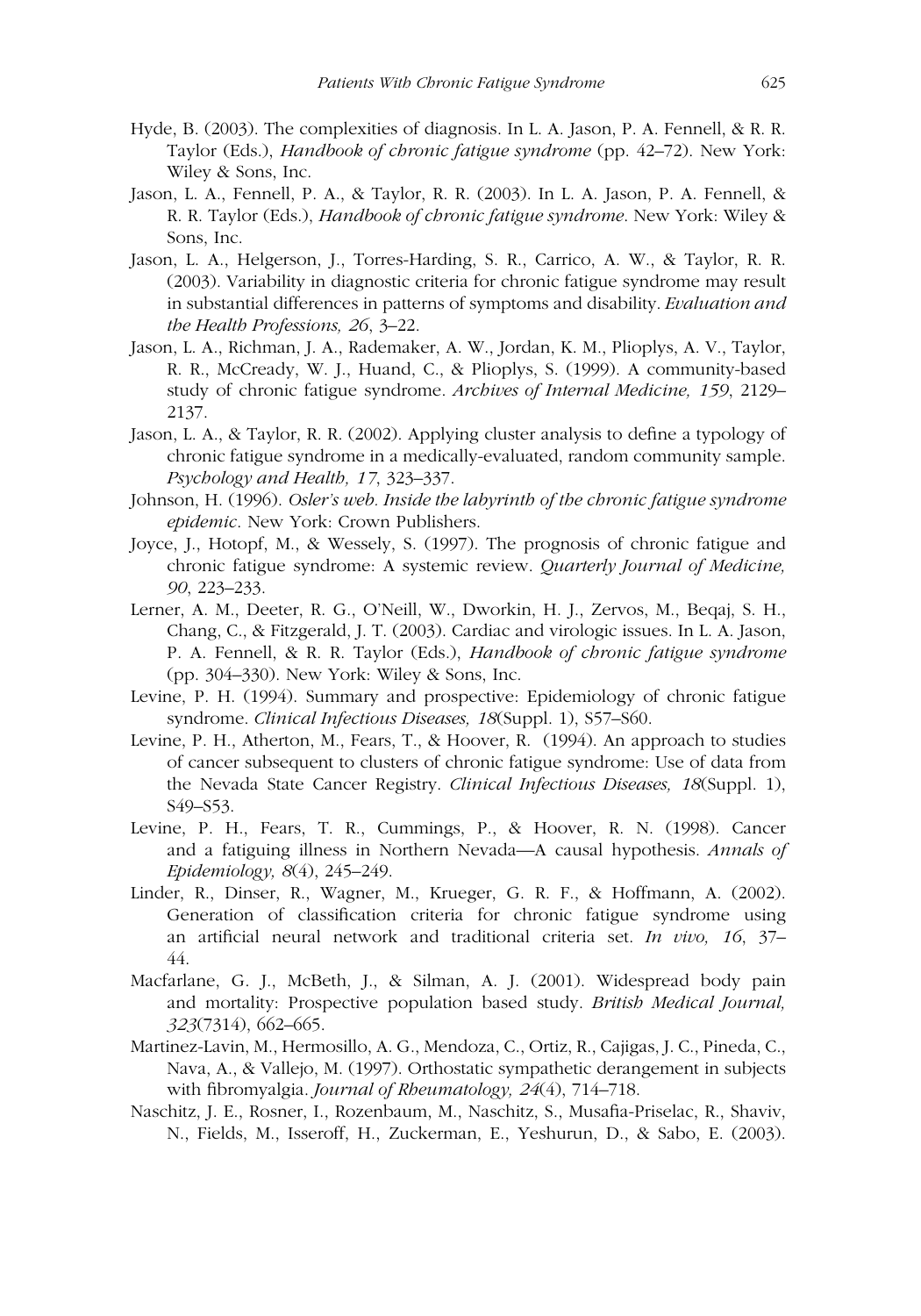Hyde, B. (2003). The complexities of diagnosis. In L. A. Jason, P. A. Fennell, & R. R. Taylor (Eds.), *Handbook of chronic fatigue syndrome* (pp. 42–72). New York: Wiley & Sons, Inc.

Jason, L. A., Fennell, P. A., & Taylor, R. R. (2003). In L. A. Jason, P. A. Fennell, & R. R. Taylor (Eds.), *Handbook of chronic fatigue syndrome*. New York: Wiley & Sons, Inc.

Jason, L. A., Helgerson, J., Torres-Harding, S. R., Carrico, A. W., & Taylor, R. R. (2003). Variability in diagnostic criteria for chronic fatigue syndrome may result in substantial differences in patterns of symptoms and disability. *Evaluation and the Health Professions, 26*, 3–22.

Jason, L. A., Richman, J. A., Rademaker, A. W., Jordan, K. M., Plioplys, A. V., Taylor, R. R., McCready, W. J., Huand, C., & Plioplys, S. (1999). A community-based study of chronic fatigue syndrome. *Archives of Internal Medicine, 159*, 2129–2137.

Jason, L. A., & Taylor, R. R. (2002). Applying cluster analysis to define a typology of chronic fatigue syndrome in a medically-evaluated, random community sample. *Psychology and Health, 17*, 323–337.

Johnson, H. (1996). *Osler's web. Inside the labyrinth of the chronic fatigue syndrome epidemic*. New York: Crown Publishers.

Joyce, J., Hotopf, M., & Wessely, S. (1997). The prognosis of chronic fatigue and chronic fatigue syndrome: A systemic review. *Quarterly Journal of Medicine, 90*, 223–233.

Lerner, A. M., Deeter, R. G., O'Neill, W., Dworkin, H. J., Zervos, M., Beqaj, S. H., Chang, C., & Fitzgerald, J. T. (2003). Cardiac and virologic issues. In L. A. Jason, P. A. Fennell, & R. R. Taylor (Eds.), *Handbook of chronic fatigue syndrome* (pp. 304–330). New York: Wiley & Sons, Inc.

Levine, P. H. (1994). Summary and prospective: Epidemiology of chronic fatigue syndrome. *Clinical Infectious Diseases, 18*(Suppl. 1), S57–S60.

Levine, P. H., Atherton, M., Fears, T., & Hoover, R. (1994). An approach to studies of cancer subsequent to clusters of chronic fatigue syndrome: Use of data from the Nevada State Cancer Registry. *Clinical Infectious Diseases, 18*(Suppl. 1), S49–S53.

Levine, P. H., Fears, T. R., Cummings, P., & Hoover, R. N. (1998). Cancer and a fatiguing illness in Northern Nevada—A causal hypothesis. *Annals of Epidemiology, 8*(4), 245–249.

Linder, R., Dinser, R., Wagner, M., Krueger, G. R. F., & Hoffmann, A. (2002). Generation of classification criteria for chronic fatigue syndrome using an artificial neural network and traditional criteria set. *In vivo, 16*, 37–44.

Macfarlane, G. J., McBeth, J., & Silman, A. J. (2001). Widespread body pain and mortality: Prospective population based study. *British Medical Journal, 323*(7314), 662–665.

Martinez-Lavin, M., Hermosillo, A. G., Mendoza, C., Ortiz, R., Cajigas, J. C., Pineda, C., Nava, A., & Vallejo, M. (1997). Orthostatic sympathetic derangement in subjects with fibromyalgia. *Journal of Rheumatology, 24*(4), 714–718.

Naschitz, J. E., Rosner, I., Rozenbaum, M., Naschitz, S., Musafia-Priselac, R., Shaviv, N., Fields, M., Isseroff, H., Zuckerman, E., Yeshurun, D., & Sabo, E. (2003).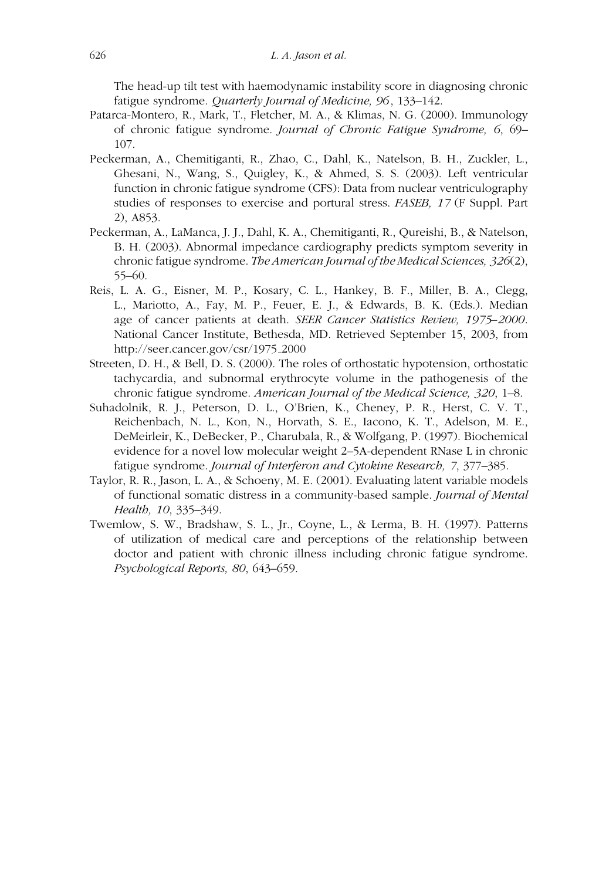The head-up tilt test with haemodynamic instability score in diagnosing chronic fatigue syndrome. *Quarterly Journal of Medicine, 96*, 133–142.

Patarca-Montero, R., Mark, T., Fletcher, M. A., & Klimas, N. G. (2000). Immunology of chronic fatigue syndrome. *Journal of Chronic Fatigue Syndrome, 6*, 69–107.

Peckerman, A., Chemitiganti, R., Zhao, C., Dahl, K., Natelson, B. H., Zuckler, L., Ghesani, N., Wang, S., Quigley, K., & Ahmed, S. S. (2003). Left ventricular function in chronic fatigue syndrome (CFS): Data from nuclear ventriculography studies of responses to exercise and portural stress. *FASEB, 17* (F Suppl. Part 2), A853.

Peckerman, A., LaManca, J. J., Dahl, K. A., Chemitiganti, R., Qureishi, B., & Natelson, B. H. (2003). Abnormal impedance cardiography predicts symptom severity in chronic fatigue syndrome. *The American Journal of the Medical Sciences, 326*(2), 55–60.

Reis, L. A. G., Eisner, M. P., Kosary, C. L., Hankey, B. F., Miller, B. A., Clegg, L., Mariotto, A., Fay, M. P., Feuer, E. J., & Edwards, B. K. (Eds.). Median age of cancer patients at death. *SEER Cancer Statistics Review, 1975–2000*. National Cancer Institute, Bethesda, MD. Retrieved September 15, 2003, from http://seer.cancer.gov/csr/1975_2000

Streeten, D. H., & Bell, D. S. (2000). The roles of orthostatic hypotension, orthostatic tachycardia, and subnormal erythrocyte volume in the pathogenesis of the chronic fatigue syndrome. *American Journal of the Medical Science, 320*, 1–8.

Suhadolnik, R. J., Peterson, D. L., O'Brien, K., Cheney, P. R., Herst, C. V. T., Reichenbach, N. L., Kon, N., Horvath, S. E., Iacono, K. T., Adelson, M. E., DeMeirleir, K., DeBecker, P., Charubala, R., & Wolfgang, P. (1997). Biochemical evidence for a novel low molecular weight 2–5A-dependent RNase L in chronic fatigue syndrome. *Journal of Interferon and Cytokine Research, 7*, 377–385.

Taylor, R. R., Jason, L. A., & Schoeny, M. E. (2001). Evaluating latent variable models of functional somatic distress in a community-based sample. *Journal of Mental Health, 10*, 335–349.

Twemlow, S. W., Bradshaw, S. L., Jr., Coyne, L., & Lerma, B. H. (1997). Patterns of utilization of medical care and perceptions of the relationship between doctor and patient with chronic illness including chronic fatigue syndrome. *Psychological Reports, 80*, 643–659.